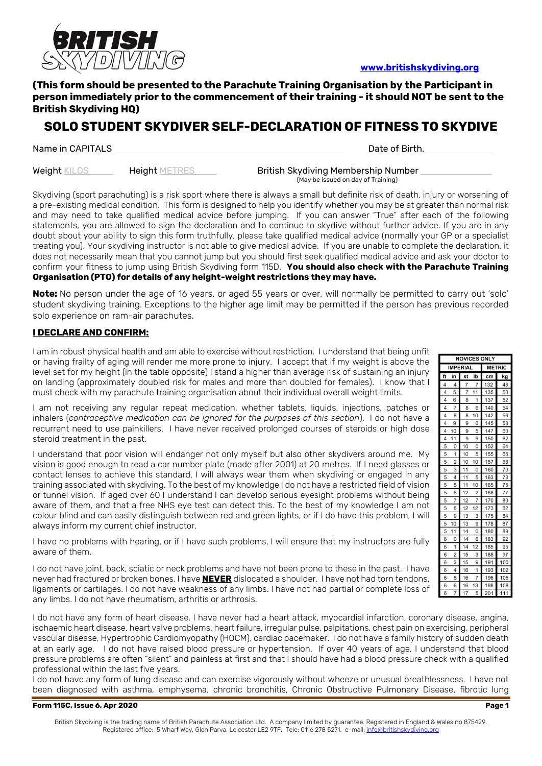**BRITISH SKYDIVING**

**www.britishskydiving.org**

**(This form should be presented to the Parachute Training Organisation by the Participant in person immediately prior to the commencement of their training - it should NOT be sent to the British Skydiving HQ)**

# SOLO STUDENT SKYDIVER SELF-DECLARATION OF FITNESS TO SKYDIVE

Name in CAPITALS ______________________________ Date of Birth. ______________

Weight KILOS ______ Height METRES ______ British Skydiving Membership Number ______________
(May be issued on day of Training)

Skydiving (sport parachuting) is a risk sport where there is always a small but definite risk of death, injury or worsening of a pre-existing medical condition. This form is designed to help you identify whether you may be at greater than normal risk and may need to take qualified medical advice before jumping. If you can answer "True" after each of the following statements, you are allowed to sign the declaration and to continue to skydive without further advice. If you are in any doubt about your ability to sign this form truthfully, please take qualified medical advice (normally your GP or a specialist treating you). Your skydiving instructor is not able to give medical advice. If you are unable to complete the declaration, it does not necessarily mean that you cannot jump but you should first seek qualified medical advice and ask your doctor to confirm your fitness to jump using British Skydiving form 115D. **You should also check with the Parachute Training Organisation (PTO) for details of any height-weight restrictions they may have.**

**Note:** No person under the age of 16 years, or aged 55 years or over, will normally be permitted to carry out 'solo' student skydiving training. Exceptions to the higher age limit may be permitted if the person has previous recorded solo experience on ram-air parachutes.

**I DECLARE AND CONFIRM:**

I am in robust physical health and am able to exercise without restriction. I understand that being unfit or having frailty of aging will render me more prone to injury. I accept that if my weight is above the level set for my height (in the table opposite) I stand a higher than average risk of sustaining an injury on landing (approximately doubled risk for males and more than doubled for females). I know that I must check with my parachute training organisation about their individual overall weight limits.

| NOVICES ONLY | | | | | |
|---|---|---|---|---|---|
| IMPERIAL | | | | METRIC | |
| ft | in | st | lb | cm | kg |
| 4 | 4 | 7 | 7 | 132 | 48 |
| 4 | 5 | 7 | 11 | 135 | 50 |
| 4 | 6 | 8 | 1 | 137 | 52 |
| 4 | 7 | 8 | 6 | 140 | 54 |
| 4 | 8 | 8 | 10 | 142 | 56 |
| 4 | 9 | 9 | 0 | 145 | 58 |
| 4 | 10 | 9 | 5 | 147 | 60 |
| 4 | 11 | 9 | 9 | 150 | 62 |
| 5 | 0 | 10 | 0 | 152 | 64 |
| 5 | 1 | 10 | 5 | 155 | 66 |
| 5 | 2 | 10 | 10 | 157 | 68 |
| 5 | 3 | 11 | 0 | 160 | 70 |
| 5 | 4 | 11 | 5 | 163 | 73 |
| 5 | 5 | 11 | 10 | 165 | 75 |
| 5 | 6 | 12 | 2 | 168 | 77 |
| 5 | 7 | 12 | 7 | 170 | 80 |
| 5 | 8 | 12 | 12 | 173 | 82 |
| 5 | 9 | 13 | 3 | 175 | 84 |
| 5 | 10 | 13 | 9 | 178 | 87 |
| 5 | 11 | 14 | 0 | 180 | 89 |
| 6 | 0 | 14 | 6 | 183 | 92 |
| 6 | 1 | 14 | 12 | 185 | 95 |
| 6 | 2 | 15 | 3 | 188 | 97 |
| 6 | 3 | 15 | 9 | 191 | 100 |
| 6 | 4 | 16 | 1 | 193 | 102 |
| 6 | 5 | 16 | 7 | 196 | 105 |
| 6 | 6 | 16 | 13 | 198 | 108 |
| 6 | 7 | 17 | 5 | 201 | 111 |

I am not receiving any regular repeat medication, whether tablets, liquids, injections, patches or inhalers (*contraceptive medication can be ignored for the purposes of this section*). I do not have a recurrent need to use painkillers. I have never received prolonged courses of steroids or high dose steroid treatment in the past.

I understand that poor vision will endanger not only myself but also other skydivers around me. My vision is good enough to read a car number plate (made after 2001) at 20 metres. If I need glasses or contact lenses to achieve this standard, I will always wear them when skydiving or engaged in any training associated with skydiving. To the best of my knowledge I do not have a restricted field of vision or tunnel vision. If aged over 60 I understand I can develop serious eyesight problems without being aware of them, and that a free NHS eye test can detect this. To the best of my knowledge I am not colour blind and can easily distinguish between red and green lights, or if I do have this problem, I will always inform my current chief instructor.

I have no problems with hearing, or if I have such problems, I will ensure that my instructors are fully aware of them.

I do not have joint, back, sciatic or neck problems and have not been prone to these in the past. I have never had fractured or broken bones. I have **NEVER** dislocated a shoulder. I have not had torn tendons, ligaments or cartilages. I do not have weakness of any limbs. I have not had partial or complete loss of any limbs. I do not have rheumatism, arthritis or arthrosis.

I do not have any form of heart disease. I have never had a heart attack, myocardial infarction, coronary disease, angina, ischaemic heart disease, heart valve problems, heart failure, irregular pulse, palpitations, chest pain on exercising, peripheral vascular disease, Hypertrophic Cardiomyopathy (HOCM), cardiac pacemaker. I do not have a family history of sudden death at an early age. I do not have raised blood pressure or hypertension. If over 40 years of age, I understand that blood pressure problems are often "silent" and painless at first and that I should have had a blood pressure check with a qualified professional within the last five years.

I do not have any form of lung disease and can exercise vigorously without wheeze or unusual breathlessness. I have not been diagnosed with asthma, emphysema, chronic bronchitis, Chronic Obstructive Pulmonary Disease, fibrotic lung

**Form 115C, Issue 6, Apr 2020**

British Skydiving is the trading name of British Parachute Association Ltd. A company limited by guarantee. Registered in England & Wales no 875429. Registered office: 5 Wharf Way, Glen Parva, Leicester LE2 9TF. Tel: 0116 278 5271. e-mail: info@britishskydiving.org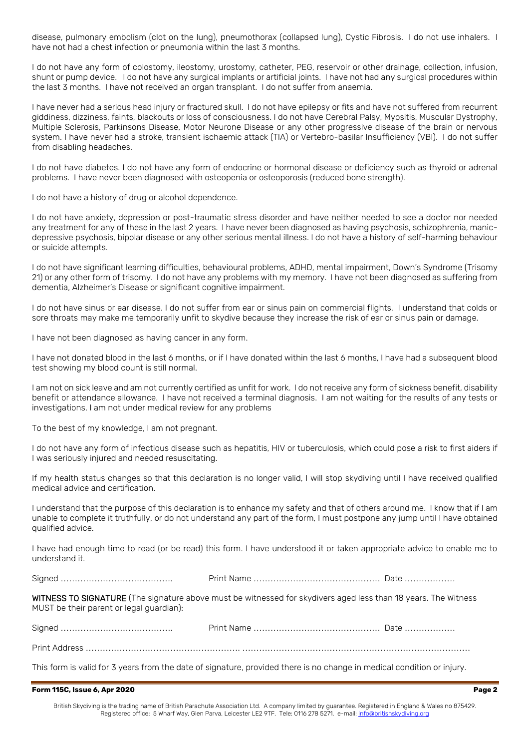disease, pulmonary embolism (clot on the lung), pneumothorax (collapsed lung), Cystic Fibrosis. I do not use inhalers. I have not had a chest infection or pneumonia within the last 3 months.

I do not have any form of colostomy, ileostomy, urostomy, catheter, PEG, reservoir or other drainage, collection, infusion, shunt or pump device. I do not have any surgical implants or artificial joints. I have not had any surgical procedures within the last 3 months. I have not received an organ transplant. I do not suffer from anaemia.

I have never had a serious head injury or fractured skull. I do not have epilepsy or fits and have not suffered from recurrent giddiness, dizziness, faints, blackouts or loss of consciousness. I do not have Cerebral Palsy, Myositis, Muscular Dystrophy, Multiple Sclerosis, Parkinsons Disease, Motor Neurone Disease or any other progressive disease of the brain or nervous system. I have never had a stroke, transient ischaemic attack (TIA) or Vertebro-basilar Insufficiency (VBI). I do not suffer from disabling headaches.

I do not have diabetes. I do not have any form of endocrine or hormonal disease or deficiency such as thyroid or adrenal problems. I have never been diagnosed with osteopenia or osteoporosis (reduced bone strength).

I do not have a history of drug or alcohol dependence.

I do not have anxiety, depression or post-traumatic stress disorder and have neither needed to see a doctor nor needed any treatment for any of these in the last 2 years. I have never been diagnosed as having psychosis, schizophrenia, manic-depressive psychosis, bipolar disease or any other serious mental illness. I do not have a history of self-harming behaviour or suicide attempts.

I do not have significant learning difficulties, behavioural problems, ADHD, mental impairment, Down's Syndrome (Trisomy 21) or any other form of trisomy. I do not have any problems with my memory. I have not been diagnosed as suffering from dementia, Alzheimer's Disease or significant cognitive impairment.

I do not have sinus or ear disease. I do not suffer from ear or sinus pain on commercial flights. I understand that colds or sore throats may make me temporarily unfit to skydive because they increase the risk of ear or sinus pain or damage.

I have not been diagnosed as having cancer in any form.

I have not donated blood in the last 6 months, or if I have donated within the last 6 months, I have had a subsequent blood test showing my blood count is still normal.

I am not on sick leave and am not currently certified as unfit for work. I do not receive any form of sickness benefit, disability benefit or attendance allowance. I have not received a terminal diagnosis. I am not waiting for the results of any tests or investigations. I am not under medical review for any problems

To the best of my knowledge, I am not pregnant.

I do not have any form of infectious disease such as hepatitis, HIV or tuberculosis, which could pose a risk to first aiders if I was seriously injured and needed resuscitating.

If my health status changes so that this declaration is no longer valid, I will stop skydiving until I have received qualified medical advice and certification.

I understand that the purpose of this declaration is to enhance my safety and that of others around me. I know that if I am unable to complete it truthfully, or do not understand any part of the form, I must postpone any jump until I have obtained qualified advice.

I have had enough time to read (or be read) this form. I have understood it or taken appropriate advice to enable me to understand it.

Signed ………………………………….. Print Name ……………………………………… Date ………………

**WITNESS TO SIGNATURE** (The signature above must be witnessed for skydivers aged less than 18 years. The Witness MUST be their parent or legal guardian):

Signed ………………………………….. Print Name ……………………………………… Date ………………

Print Address ………………………………………………. ……………………………………………………………………

This form is valid for 3 years from the date of signature, provided there is no change in medical condition or injury.

**Form 115C, Issue 6, Apr 2020**

British Skydiving is the trading name of British Parachute Association Ltd. A company limited by guarantee. Registered in England & Wales no 875429. Registered office: 5 Wharf Way, Glen Parva, Leicester LE2 9TF. Tele: 0116 278 5271. e-mail: info@britishskydiving.org